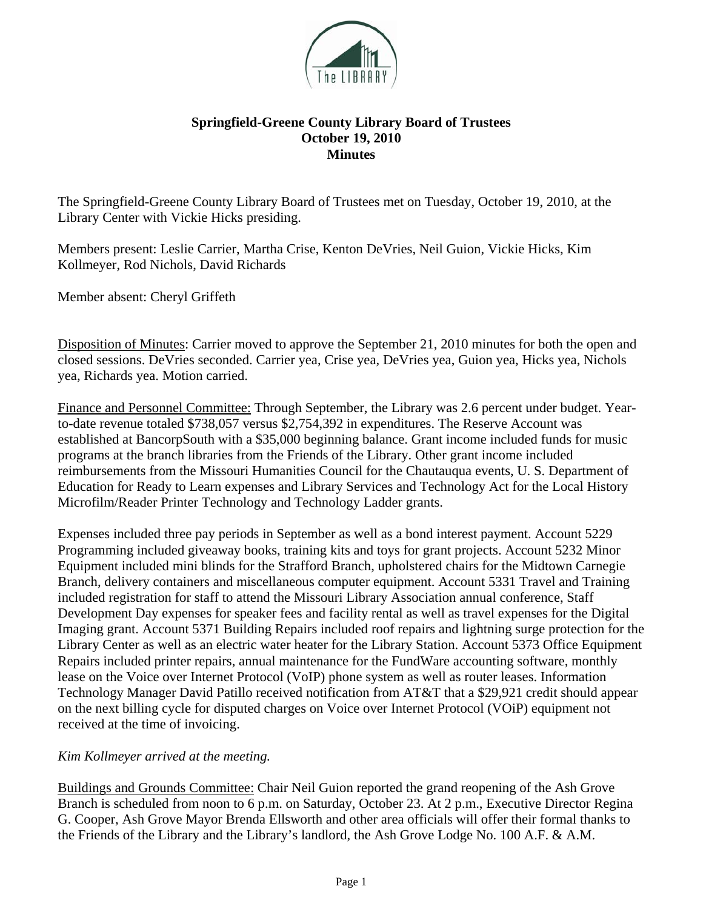# Springfield-Greene County Library Board of Trustees
## October 19, 2010
## Minutes

The Springfield-Greene County Library Board of Trustees met on Tuesday, October 19, 2010, at the Library Center with Vickie Hicks presiding.

Members present: Leslie Carrier, Martha Crise, Kenton DeVries, Neil Guion, Vickie Hicks, Kim Kollmeyer, Rod Nichols, David Richards

Member absent: Cheryl Griffeth

Disposition of Minutes: Carrier moved to approve the September 21, 2010 minutes for both the open and closed sessions. DeVries seconded. Carrier yea, Crise yea, DeVries yea, Guion yea, Hicks yea, Nichols yea, Richards yea. Motion carried.

Finance and Personnel Committee: Through September, the Library was 2.6 percent under budget. Year-to-date revenue totaled $738,057 versus $2,754,392 in expenditures. The Reserve Account was established at BancorpSouth with a $35,000 beginning balance. Grant income included funds for music programs at the branch libraries from the Friends of the Library. Other grant income included reimbursements from the Missouri Humanities Council for the Chautauqua events, U. S. Department of Education for Ready to Learn expenses and Library Services and Technology Act for the Local History Microfilm/Reader Printer Technology and Technology Ladder grants.

Expenses included three pay periods in September as well as a bond interest payment. Account 5229 Programming included giveaway books, training kits and toys for grant projects. Account 5232 Minor Equipment included mini blinds for the Strafford Branch, upholstered chairs for the Midtown Carnegie Branch, delivery containers and miscellaneous computer equipment. Account 5331 Travel and Training included registration for staff to attend the Missouri Library Association annual conference, Staff Development Day expenses for speaker fees and facility rental as well as travel expenses for the Digital Imaging grant. Account 5371 Building Repairs included roof repairs and lightning surge protection for the Library Center as well as an electric water heater for the Library Station. Account 5373 Office Equipment Repairs included printer repairs, annual maintenance for the FundWare accounting software, monthly lease on the Voice over Internet Protocol (VoIP) phone system as well as router leases. Information Technology Manager David Patillo received notification from AT&T that a $29,921 credit should appear on the next billing cycle for disputed charges on Voice over Internet Protocol (VOiP) equipment not received at the time of invoicing.

*Kim Kollmeyer arrived at the meeting.*

Buildings and Grounds Committee: Chair Neil Guion reported the grand reopening of the Ash Grove Branch is scheduled from noon to 6 p.m. on Saturday, October 23. At 2 p.m., Executive Director Regina G. Cooper, Ash Grove Mayor Brenda Ellsworth and other area officials will offer their formal thanks to the Friends of the Library and the Library's landlord, the Ash Grove Lodge No. 100 A.F. & A.M.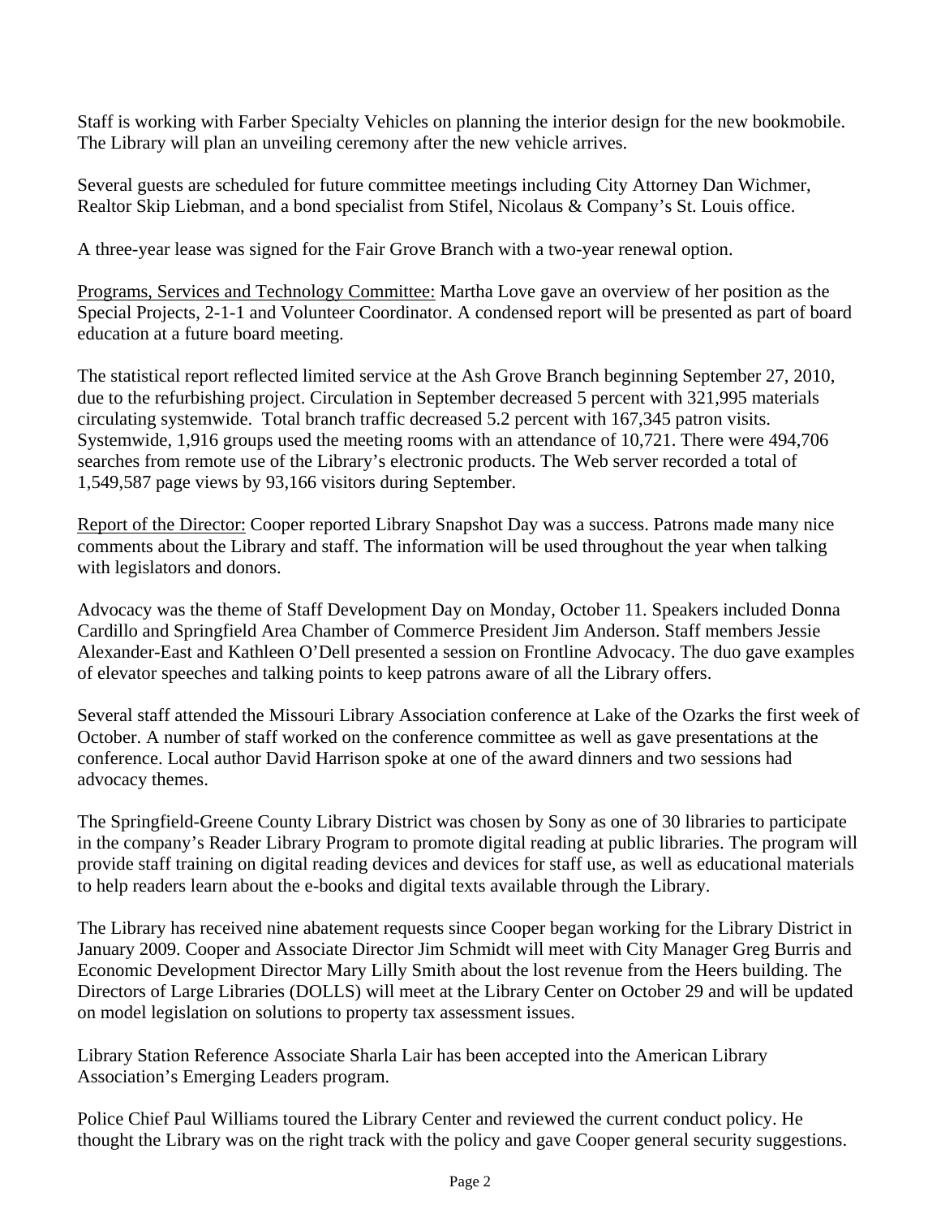Staff is working with Farber Specialty Vehicles on planning the interior design for the new bookmobile. The Library will plan an unveiling ceremony after the new vehicle arrives.

Several guests are scheduled for future committee meetings including City Attorney Dan Wichmer, Realtor Skip Liebman, and a bond specialist from Stifel, Nicolaus & Company's St. Louis office.

A three-year lease was signed for the Fair Grove Branch with a two-year renewal option.

Programs, Services and Technology Committee: Martha Love gave an overview of her position as the Special Projects, 2-1-1 and Volunteer Coordinator. A condensed report will be presented as part of board education at a future board meeting.

The statistical report reflected limited service at the Ash Grove Branch beginning September 27, 2010, due to the refurbishing project. Circulation in September decreased 5 percent with 321,995 materials circulating systemwide. Total branch traffic decreased 5.2 percent with 167,345 patron visits. Systemwide, 1,916 groups used the meeting rooms with an attendance of 10,721. There were 494,706 searches from remote use of the Library's electronic products. The Web server recorded a total of 1,549,587 page views by 93,166 visitors during September.

Report of the Director: Cooper reported Library Snapshot Day was a success. Patrons made many nice comments about the Library and staff. The information will be used throughout the year when talking with legislators and donors.

Advocacy was the theme of Staff Development Day on Monday, October 11. Speakers included Donna Cardillo and Springfield Area Chamber of Commerce President Jim Anderson. Staff members Jessie Alexander-East and Kathleen O'Dell presented a session on Frontline Advocacy. The duo gave examples of elevator speeches and talking points to keep patrons aware of all the Library offers.

Several staff attended the Missouri Library Association conference at Lake of the Ozarks the first week of October. A number of staff worked on the conference committee as well as gave presentations at the conference. Local author David Harrison spoke at one of the award dinners and two sessions had advocacy themes.

The Springfield-Greene County Library District was chosen by Sony as one of 30 libraries to participate in the company's Reader Library Program to promote digital reading at public libraries. The program will provide staff training on digital reading devices and devices for staff use, as well as educational materials to help readers learn about the e-books and digital texts available through the Library.

The Library has received nine abatement requests since Cooper began working for the Library District in January 2009. Cooper and Associate Director Jim Schmidt will meet with City Manager Greg Burris and Economic Development Director Mary Lilly Smith about the lost revenue from the Heers building. The Directors of Large Libraries (DOLLS) will meet at the Library Center on October 29 and will be updated on model legislation on solutions to property tax assessment issues.

Library Station Reference Associate Sharla Lair has been accepted into the American Library Association's Emerging Leaders program.

Police Chief Paul Williams toured the Library Center and reviewed the current conduct policy. He thought the Library was on the right track with the policy and gave Cooper general security suggestions.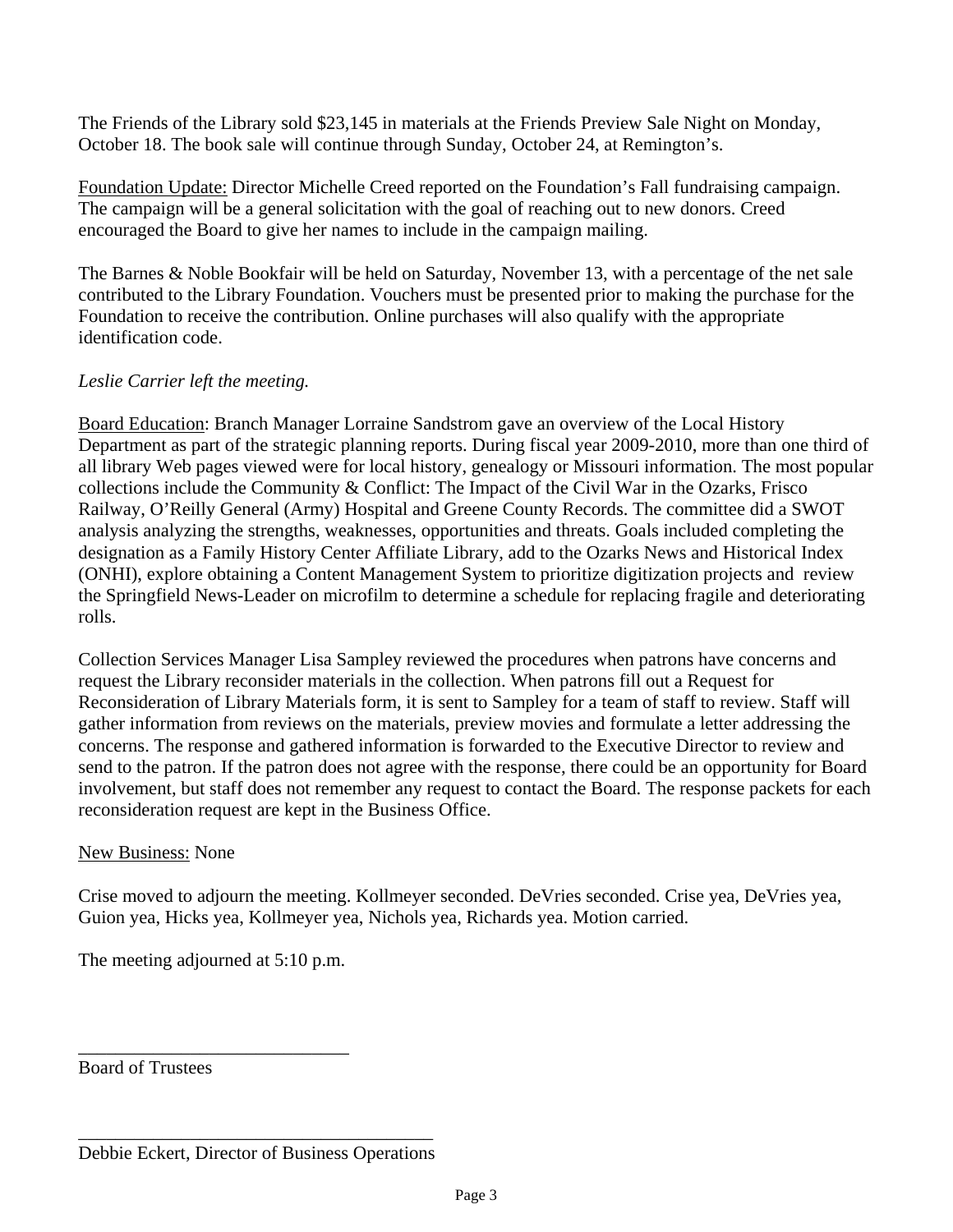The Friends of the Library sold $23,145 in materials at the Friends Preview Sale Night on Monday, October 18. The book sale will continue through Sunday, October 24, at Remington's.

Foundation Update: Director Michelle Creed reported on the Foundation's Fall fundraising campaign. The campaign will be a general solicitation with the goal of reaching out to new donors. Creed encouraged the Board to give her names to include in the campaign mailing.

The Barnes & Noble Bookfair will be held on Saturday, November 13, with a percentage of the net sale contributed to the Library Foundation. Vouchers must be presented prior to making the purchase for the Foundation to receive the contribution. Online purchases will also qualify with the appropriate identification code.

*Leslie Carrier left the meeting.*

Board Education: Branch Manager Lorraine Sandstrom gave an overview of the Local History Department as part of the strategic planning reports. During fiscal year 2009-2010, more than one third of all library Web pages viewed were for local history, genealogy or Missouri information. The most popular collections include the Community & Conflict: The Impact of the Civil War in the Ozarks, Frisco Railway, O'Reilly General (Army) Hospital and Greene County Records. The committee did a SWOT analysis analyzing the strengths, weaknesses, opportunities and threats. Goals included completing the designation as a Family History Center Affiliate Library, add to the Ozarks News and Historical Index (ONHI), explore obtaining a Content Management System to prioritize digitization projects and review the Springfield News-Leader on microfilm to determine a schedule for replacing fragile and deteriorating rolls.

Collection Services Manager Lisa Sampley reviewed the procedures when patrons have concerns and request the Library reconsider materials in the collection. When patrons fill out a Request for Reconsideration of Library Materials form, it is sent to Sampley for a team of staff to review. Staff will gather information from reviews on the materials, preview movies and formulate a letter addressing the concerns. The response and gathered information is forwarded to the Executive Director to review and send to the patron. If the patron does not agree with the response, there could be an opportunity for Board involvement, but staff does not remember any request to contact the Board. The response packets for each reconsideration request are kept in the Business Office.

New Business: None

Crise moved to adjourn the meeting. Kollmeyer seconded. DeVries seconded. Crise yea, DeVries yea, Guion yea, Hicks yea, Kollmeyer yea, Nichols yea, Richards yea. Motion carried.

The meeting adjourned at 5:10 p.m.

______________________________
Board of Trustees

______________________________________
Debbie Eckert, Director of Business Operations